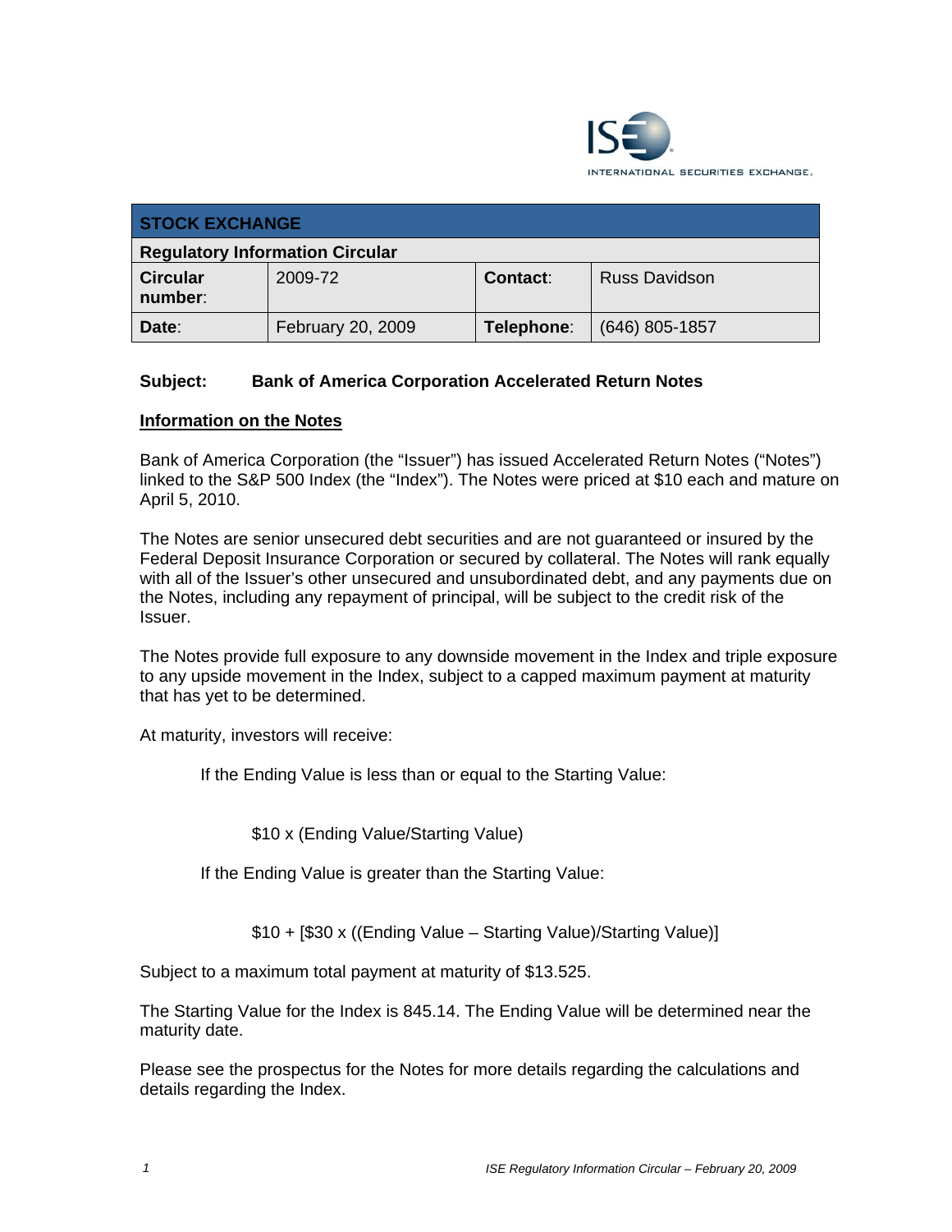INTERNATIONAL SECURITIES EXCHANGE.

| STOCK EXCHANGE | | | |
|---|---|---|---|
| **Regulatory Information Circular** | | | |
| **Circular number**: | 2009-72 | **Contact**: | Russ Davidson |
| **Date**: | February 20, 2009 | **Telephone**: | (646) 805-1857 |

**Subject: Bank of America Corporation Accelerated Return Notes**

## Information on the Notes

Bank of America Corporation (the "Issuer") has issued Accelerated Return Notes ("Notes") linked to the S&P 500 Index (the "Index"). The Notes were priced at $10 each and mature on April 5, 2010.

The Notes are senior unsecured debt securities and are not guaranteed or insured by the Federal Deposit Insurance Corporation or secured by collateral. The Notes will rank equally with all of the Issuer's other unsecured and unsubordinated debt, and any payments due on the Notes, including any repayment of principal, will be subject to the credit risk of the Issuer.

The Notes provide full exposure to any downside movement in the Index and triple exposure to any upside movement in the Index, subject to a capped maximum payment at maturity that has yet to be determined.

At maturity, investors will receive:

If the Ending Value is less than or equal to the Starting Value:

$10 x (Ending Value/Starting Value)

If the Ending Value is greater than the Starting Value:

$10 + [$30 x ((Ending Value – Starting Value)/Starting Value)]

Subject to a maximum total payment at maturity of $13.525.

The Starting Value for the Index is 845.14. The Ending Value will be determined near the maturity date.

Please see the prospectus for the Notes for more details regarding the calculations and details regarding the Index.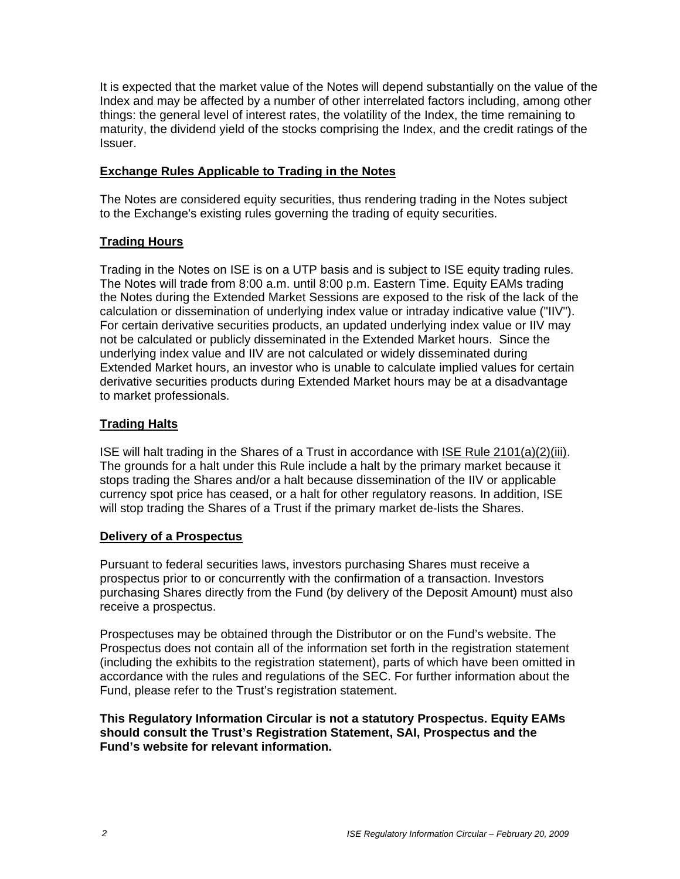It is expected that the market value of the Notes will depend substantially on the value of the Index and may be affected by a number of other interrelated factors including, among other things: the general level of interest rates, the volatility of the Index, the time remaining to maturity, the dividend yield of the stocks comprising the Index, and the credit ratings of the Issuer.

## Exchange Rules Applicable to Trading in the Notes

The Notes are considered equity securities, thus rendering trading in the Notes subject to the Exchange's existing rules governing the trading of equity securities.

## Trading Hours

Trading in the Notes on ISE is on a UTP basis and is subject to ISE equity trading rules. The Notes will trade from 8:00 a.m. until 8:00 p.m. Eastern Time. Equity EAMs trading the Notes during the Extended Market Sessions are exposed to the risk of the lack of the calculation or dissemination of underlying index value or intraday indicative value ("IIV"). For certain derivative securities products, an updated underlying index value or IIV may not be calculated or publicly disseminated in the Extended Market hours. Since the underlying index value and IIV are not calculated or widely disseminated during Extended Market hours, an investor who is unable to calculate implied values for certain derivative securities products during Extended Market hours may be at a disadvantage to market professionals.

## Trading Halts

ISE will halt trading in the Shares of a Trust in accordance with ISE Rule 2101(a)(2)(iii). The grounds for a halt under this Rule include a halt by the primary market because it stops trading the Shares and/or a halt because dissemination of the IIV or applicable currency spot price has ceased, or a halt for other regulatory reasons. In addition, ISE will stop trading the Shares of a Trust if the primary market de-lists the Shares.

## Delivery of a Prospectus

Pursuant to federal securities laws, investors purchasing Shares must receive a prospectus prior to or concurrently with the confirmation of a transaction. Investors purchasing Shares directly from the Fund (by delivery of the Deposit Amount) must also receive a prospectus.

Prospectuses may be obtained through the Distributor or on the Fund's website. The Prospectus does not contain all of the information set forth in the registration statement (including the exhibits to the registration statement), parts of which have been omitted in accordance with the rules and regulations of the SEC. For further information about the Fund, please refer to the Trust's registration statement.

**This Regulatory Information Circular is not a statutory Prospectus. Equity EAMs should consult the Trust's Registration Statement, SAI, Prospectus and the Fund's website for relevant information.**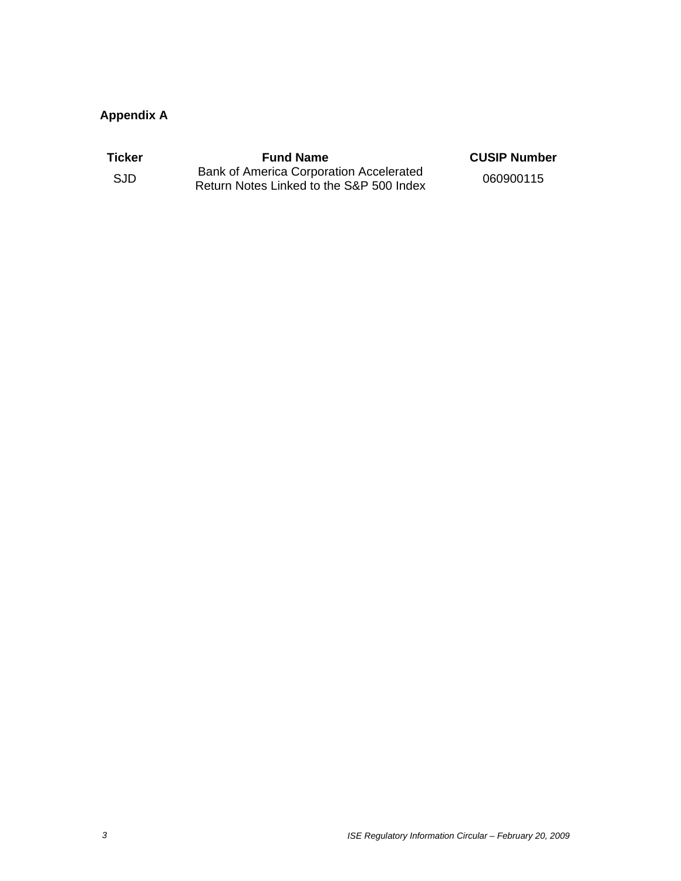**Appendix A**

| Ticker | Fund Name | CUSIP Number |
| --- | --- | --- |
| SJD | Bank of America Corporation Accelerated Return Notes Linked to the S&P 500 Index | 060900115 |